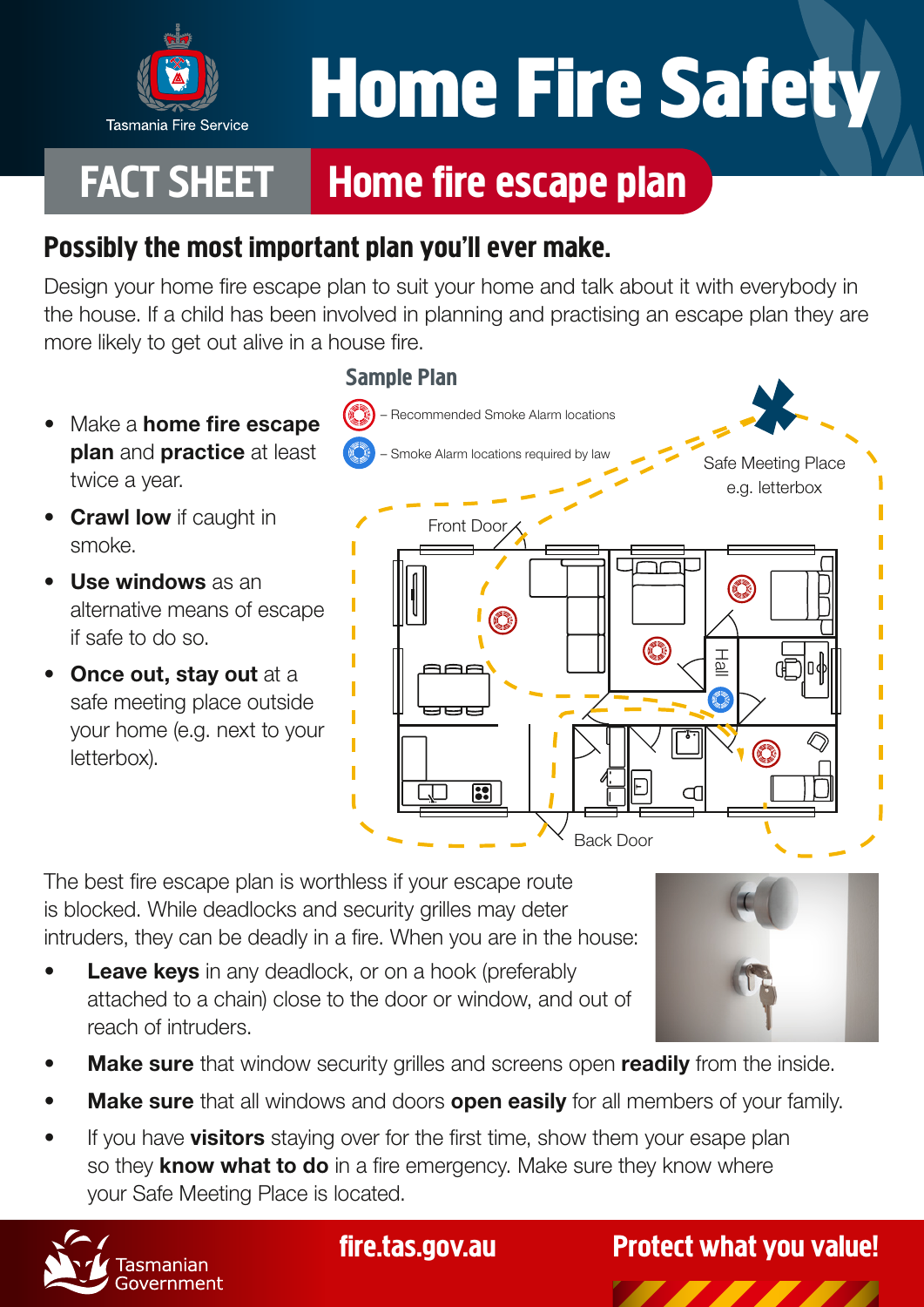# Home Fire Safety

## FACT SHEET Home fire escape plan

### Possibly the most important plan you'll ever make.

Design your home fire escape plan to suit your home and talk about it with everybody in the house. If a child has been involved in planning and practising an escape plan they are more likely to get out alive in a house fire.

- Make a **home fire escape plan** and **practice** at least twice a year.
- **Crawl low** if caught in smoke.
- **Use windows** as an alternative means of escape if safe to do so.
- **Once out, stay out** at a safe meeting place outside your home (e.g. next to your letterbox).

**Sample Plan**

– Recommended Smoke Alarm locations

– Smoke Alarm locations required by law

Safe Meeting Place
e.g. letterbox

Front Door

Hall

Back Door

The best fire escape plan is worthless if your escape route is blocked. While deadlocks and security grilles may deter intruders, they can be deadly in a fire. When you are in the house:

- **Leave keys** in any deadlock, or on a hook (preferably attached to a chain) close to the door or window, and out of reach of intruders.
- **Make sure** that window security grilles and screens open **readily** from the inside.
- **Make sure** that all windows and doors **open easily** for all members of your family.
- If you have **visitors** staying over for the first time, show them your esape plan so they **know what to do** in a fire emergency. Make sure they know where your Safe Meeting Place is located.

fire.tas.gov.au

**Protect what you value!**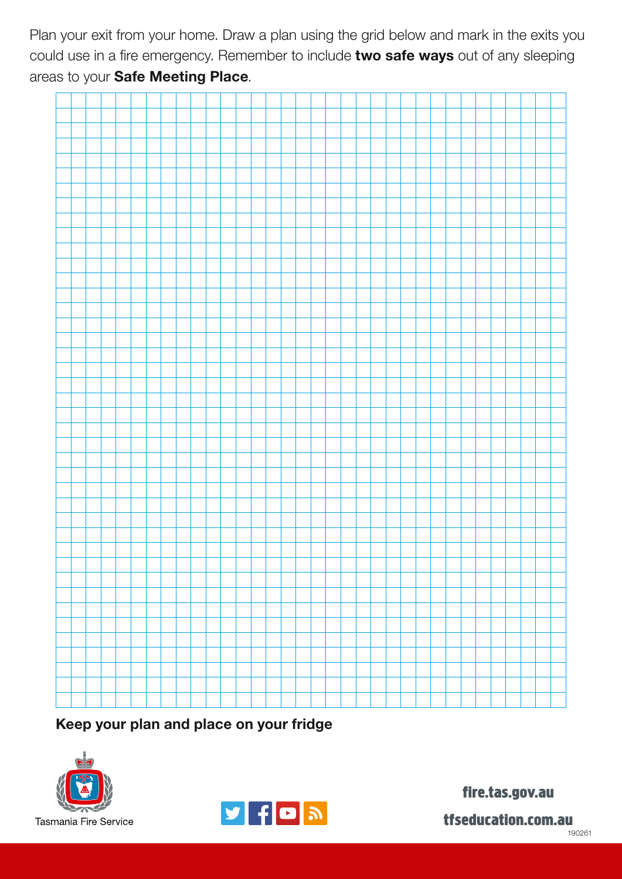Plan your exit from your home. Draw a plan using the grid below and mark in the exits you could use in a fire emergency. Remember to include **two safe ways** out of any sleeping areas to your **Safe Meeting Place**.

**Keep your plan and place on your fridge**

Tasmania Fire Service

fire.tas.gov.au

tfseducation.com.au

190261